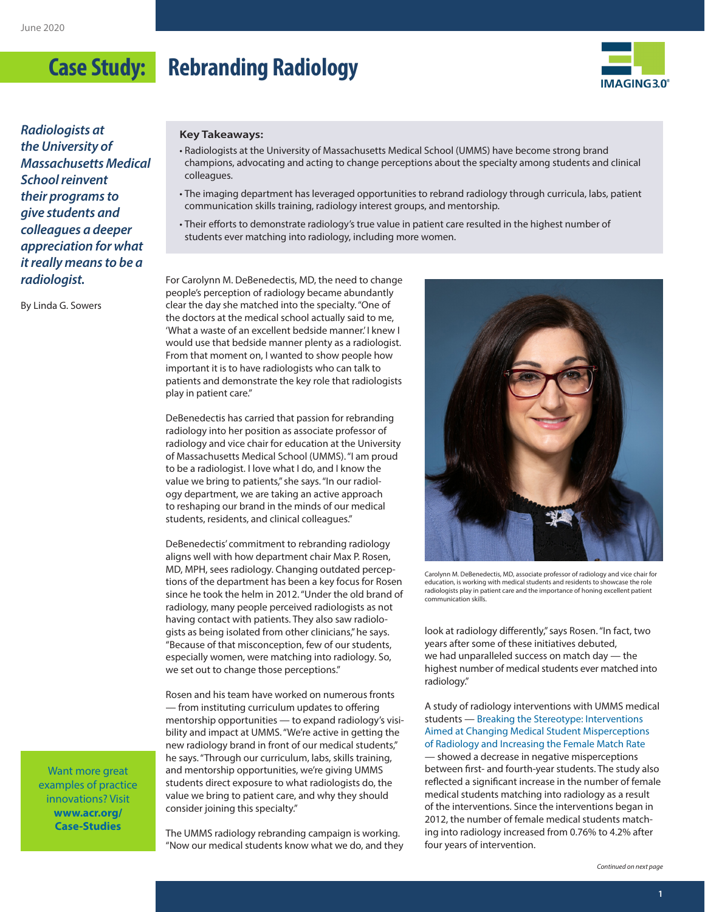June 2020

# Case Study: Rebranding Radiology

*Radiologists at the University of Massachusetts Medical School reinvent their programs to give students and colleagues a deeper appreciation for what it really means to be a radiologist.*

By Linda G. Sowers

**Key Takeaways:**

- Radiologists at the University of Massachusetts Medical School (UMMS) have become strong brand champions, advocating and acting to change perceptions about the specialty among students and clinical colleagues.
- The imaging department has leveraged opportunities to rebrand radiology through curricula, labs, patient communication skills training, radiology interest groups, and mentorship.
- Their efforts to demonstrate radiology's true value in patient care resulted in the highest number of students ever matching into radiology, including more women.

For Carolynn M. DeBenedectis, MD, the need to change people's perception of radiology became abundantly clear the day she matched into the specialty. "One of the doctors at the medical school actually said to me, 'What a waste of an excellent bedside manner.' I knew I would use that bedside manner plenty as a radiologist. From that moment on, I wanted to show people how important it is to have radiologists who can talk to patients and demonstrate the key role that radiologists play in patient care."

DeBenedectis has carried that passion for rebranding radiology into her position as associate professor of radiology and vice chair for education at the University of Massachusetts Medical School (UMMS). "I am proud to be a radiologist. I love what I do, and I know the value we bring to patients," she says. "In our radiology department, we are taking an active approach to reshaping our brand in the minds of our medical students, residents, and clinical colleagues."

DeBenedectis' commitment to rebranding radiology aligns well with how department chair Max P. Rosen, MD, MPH, sees radiology. Changing outdated perceptions of the department has been a key focus for Rosen since he took the helm in 2012. "Under the old brand of radiology, many people perceived radiologists as not having contact with patients. They also saw radiologists as being isolated from other clinicians," he says. "Because of that misconception, few of our students, especially women, were matching into radiology. So, we set out to change those perceptions."

Rosen and his team have worked on numerous fronts — from instituting curriculum updates to offering mentorship opportunities — to expand radiology's visibility and impact at UMMS. "We're active in getting the new radiology brand in front of our medical students," he says. "Through our curriculum, labs, skills training, and mentorship opportunities, we're giving UMMS students direct exposure to what radiologists do, the value we bring to patient care, and why they should consider joining this specialty."

The UMMS radiology rebranding campaign is working. "Now our medical students know what we do, and they look at radiology differently," says Rosen. "In fact, two years after some of these initiatives debuted, we had unparalleled success on match day — the highest number of medical students ever matched into radiology."

Carolynn M. DeBenedectis, MD, associate professor of radiology and vice chair for education, is working with medical students and residents to showcase the role radiologists play in patient care and the importance of honing excellent patient communication skills.

A study of radiology interventions with UMMS medical students — Breaking the Stereotype: Interventions Aimed at Changing Medical Student Misperceptions of Radiology and Increasing the Female Match Rate — showed a decrease in negative misperceptions between first- and fourth-year students. The study also reflected a significant increase in the number of female medical students matching into radiology as a result of the interventions. Since the interventions began in 2012, the number of female medical students matching into radiology increased from 0.76% to 4.2% after four years of intervention.

Want more great examples of practice innovations? Visit **www.acr.org/Case-Studies**

*Continued on next page*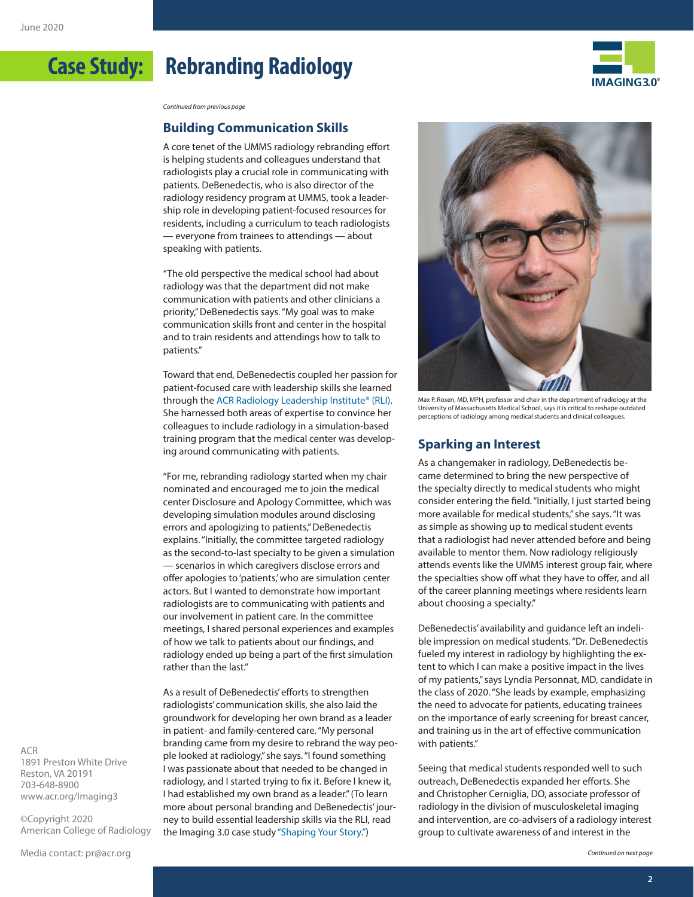# Case Study: Rebranding Radiology

*Continued from previous page*

## Building Communication Skills

A core tenet of the UMMS radiology rebranding effort is helping students and colleagues understand that radiologists play a crucial role in communicating with patients. DeBenedectis, who is also director of the radiology residency program at UMMS, took a leadership role in developing patient-focused resources for residents, including a curriculum to teach radiologists — everyone from trainees to attendings — about speaking with patients.

"The old perspective the medical school had about radiology was that the department did not make communication with patients and other clinicians a priority," DeBenedectis says. "My goal was to make communication skills front and center in the hospital and to train residents and attendings how to talk to patients."

Toward that end, DeBenedectis coupled her passion for patient-focused care with leadership skills she learned through the ACR Radiology Leadership Institute® (RLI). She harnessed both areas of expertise to convince her colleagues to include radiology in a simulation-based training program that the medical center was developing around communicating with patients.

"For me, rebranding radiology started when my chair nominated and encouraged me to join the medical center Disclosure and Apology Committee, which was developing simulation modules around disclosing errors and apologizing to patients," DeBenedectis explains. "Initially, the committee targeted radiology as the second-to-last specialty to be given a simulation — scenarios in which caregivers disclose errors and offer apologies to 'patients,' who are simulation center actors. But I wanted to demonstrate how important radiologists are to communicating with patients and our involvement in patient care. In the committee meetings, I shared personal experiences and examples of how we talk to patients about our findings, and radiology ended up being a part of the first simulation rather than the last."

As a result of DeBenedectis' efforts to strengthen radiologists' communication skills, she also laid the groundwork for developing her own brand as a leader in patient- and family-centered care. "My personal branding came from my desire to rebrand the way people looked at radiology," she says. "I found something I was passionate about that needed to be changed in radiology, and I started trying to fix it. Before I knew it, I had established my own brand as a leader." (To learn more about personal branding and DeBenedectis' journey to build essential leadership skills via the RLI, read the Imaging 3.0 case study "Shaping Your Story.")

Max P. Rosen, MD, MPH, professor and chair in the department of radiology at the University of Massachusetts Medical School, says it is critical to reshape outdated perceptions of radiology among medical students and clinical colleagues.

## Sparking an Interest

As a changemaker in radiology, DeBenedectis became determined to bring the new perspective of the specialty directly to medical students who might consider entering the field. "Initially, I just started being more available for medical students," she says. "It was as simple as showing up to medical student events that a radiologist had never attended before and being available to mentor them. Now radiology religiously attends events like the UMMS interest group fair, where the specialties show off what they have to offer, and all of the career planning meetings where residents learn about choosing a specialty."

DeBenedectis' availability and guidance left an indelible impression on medical students. "Dr. DeBenedectis fueled my interest in radiology by highlighting the extent to which I can make a positive impact in the lives of my patients," says Lyndia Personnat, MD, candidate in the class of 2020. "She leads by example, emphasizing the need to advocate for patients, educating trainees on the importance of early screening for breast cancer, and training us in the art of effective communication with patients."

Seeing that medical students responded well to such outreach, DeBenedectis expanded her efforts. She and Christopher Cerniglia, DO, associate professor of radiology in the division of musculoskeletal imaging and intervention, are co-advisers of a radiology interest group to cultivate awareness of and interest in the

*Continued on next page*

ACR
1891 Preston White Drive
Reston, VA 20191
703-648-8900
www.acr.org/Imaging3

©Copyright 2020
American College of Radiology

Media contact: pr@acr.org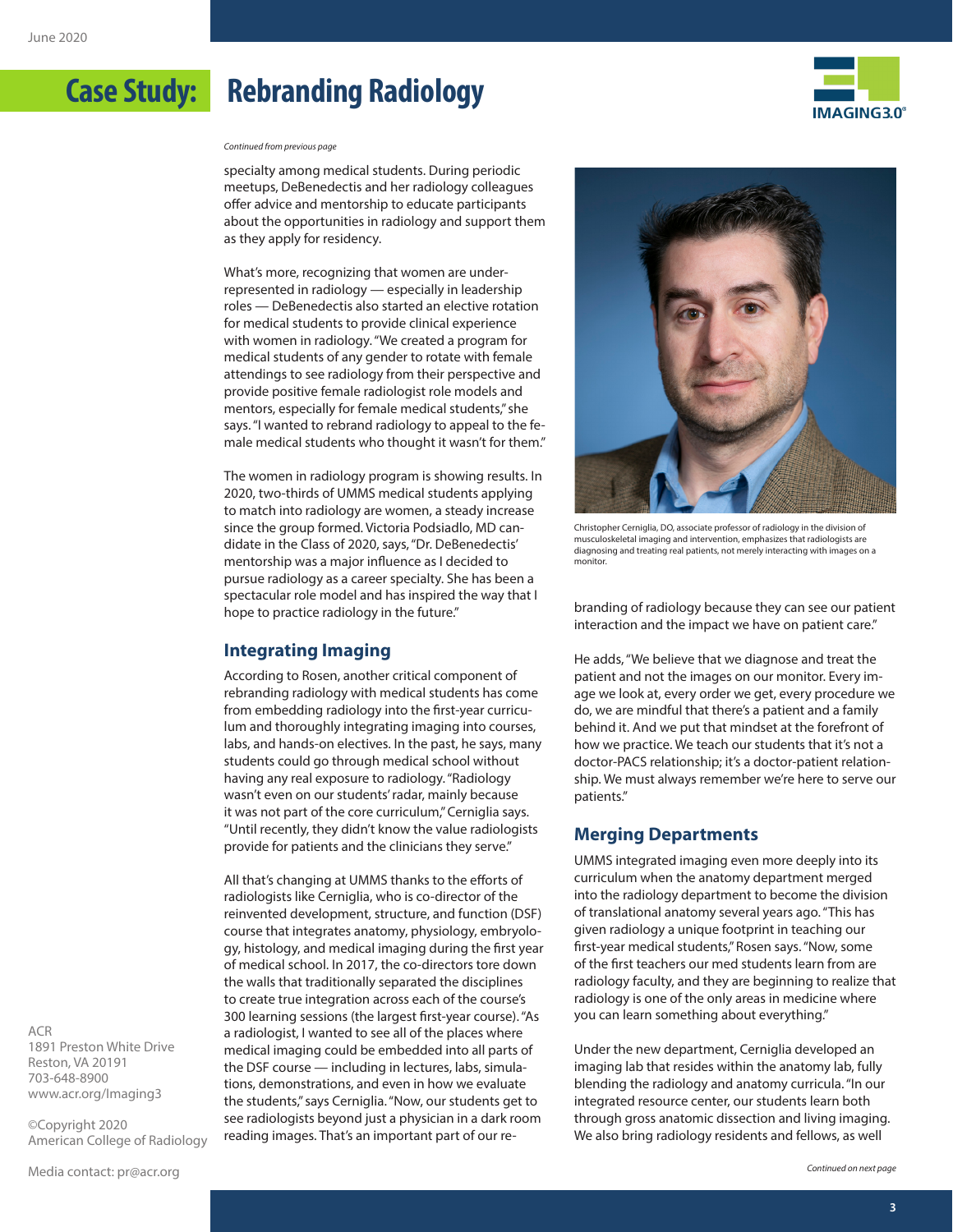# Case Study: Rebranding Radiology

*Continued from previous page*

specialty among medical students. During periodic meetups, DeBenedectis and her radiology colleagues offer advice and mentorship to educate participants about the opportunities in radiology and support them as they apply for residency.

What's more, recognizing that women are underrepresented in radiology — especially in leadership roles — DeBenedectis also started an elective rotation for medical students to provide clinical experience with women in radiology. "We created a program for medical students of any gender to rotate with female attendings to see radiology from their perspective and provide positive female radiologist role models and mentors, especially for female medical students," she says. "I wanted to rebrand radiology to appeal to the female medical students who thought it wasn't for them."

The women in radiology program is showing results. In 2020, two-thirds of UMMS medical students applying to match into radiology are women, a steady increase since the group formed. Victoria Podsiadlo, MD candidate in the Class of 2020, says, "Dr. DeBenedectis' mentorship was a major influence as I decided to pursue radiology as a career specialty. She has been a spectacular role model and has inspired the way that I hope to practice radiology in the future."

## Integrating Imaging

According to Rosen, another critical component of rebranding radiology with medical students has come from embedding radiology into the first-year curriculum and thoroughly integrating imaging into courses, labs, and hands-on electives. In the past, he says, many students could go through medical school without having any real exposure to radiology. "Radiology wasn't even on our students' radar, mainly because it was not part of the core curriculum," Cerniglia says. "Until recently, they didn't know the value radiologists provide for patients and the clinicians they serve."

All that's changing at UMMS thanks to the efforts of radiologists like Cerniglia, who is co-director of the reinvented development, structure, and function (DSF) course that integrates anatomy, physiology, embryology, histology, and medical imaging during the first year of medical school. In 2017, the co-directors tore down the walls that traditionally separated the disciplines to create true integration across each of the course's 300 learning sessions (the largest first-year course). "As a radiologist, I wanted to see all of the places where medical imaging could be embedded into all parts of the DSF course — including in lectures, labs, simulations, demonstrations, and even in how we evaluate the students," says Cerniglia. "Now, our students get to see radiologists beyond just a physician in a dark room reading images. That's an important part of our rebranding of radiology because they can see our patient interaction and the impact we have on patient care."

Christopher Cerniglia, DO, associate professor of radiology in the division of musculoskeletal imaging and intervention, emphasizes that radiologists are diagnosing and treating real patients, not merely interacting with images on a monitor.

He adds, "We believe that we diagnose and treat the patient and not the images on our monitor. Every image we look at, every order we get, every procedure we do, we are mindful that there's a patient and a family behind it. And we put that mindset at the forefront of how we practice. We teach our students that it's not a doctor-PACS relationship; it's a doctor-patient relationship. We must always remember we're here to serve our patients."

## Merging Departments

UMMS integrated imaging even more deeply into its curriculum when the anatomy department merged into the radiology department to become the division of translational anatomy several years ago. "This has given radiology a unique footprint in teaching our first-year medical students," Rosen says. "Now, some of the first teachers our med students learn from are radiology faculty, and they are beginning to realize that radiology is one of the only areas in medicine where you can learn something about everything."

Under the new department, Cerniglia developed an imaging lab that resides within the anatomy lab, fully blending the radiology and anatomy curricula. "In our integrated resource center, our students learn both through gross anatomic dissection and living imaging. We also bring radiology residents and fellows, as well

*Continued on next page*

ACR
1891 Preston White Drive
Reston, VA 20191
703-648-8900
www.acr.org/Imaging3

©Copyright 2020
American College of Radiology

Media contact: pr@acr.org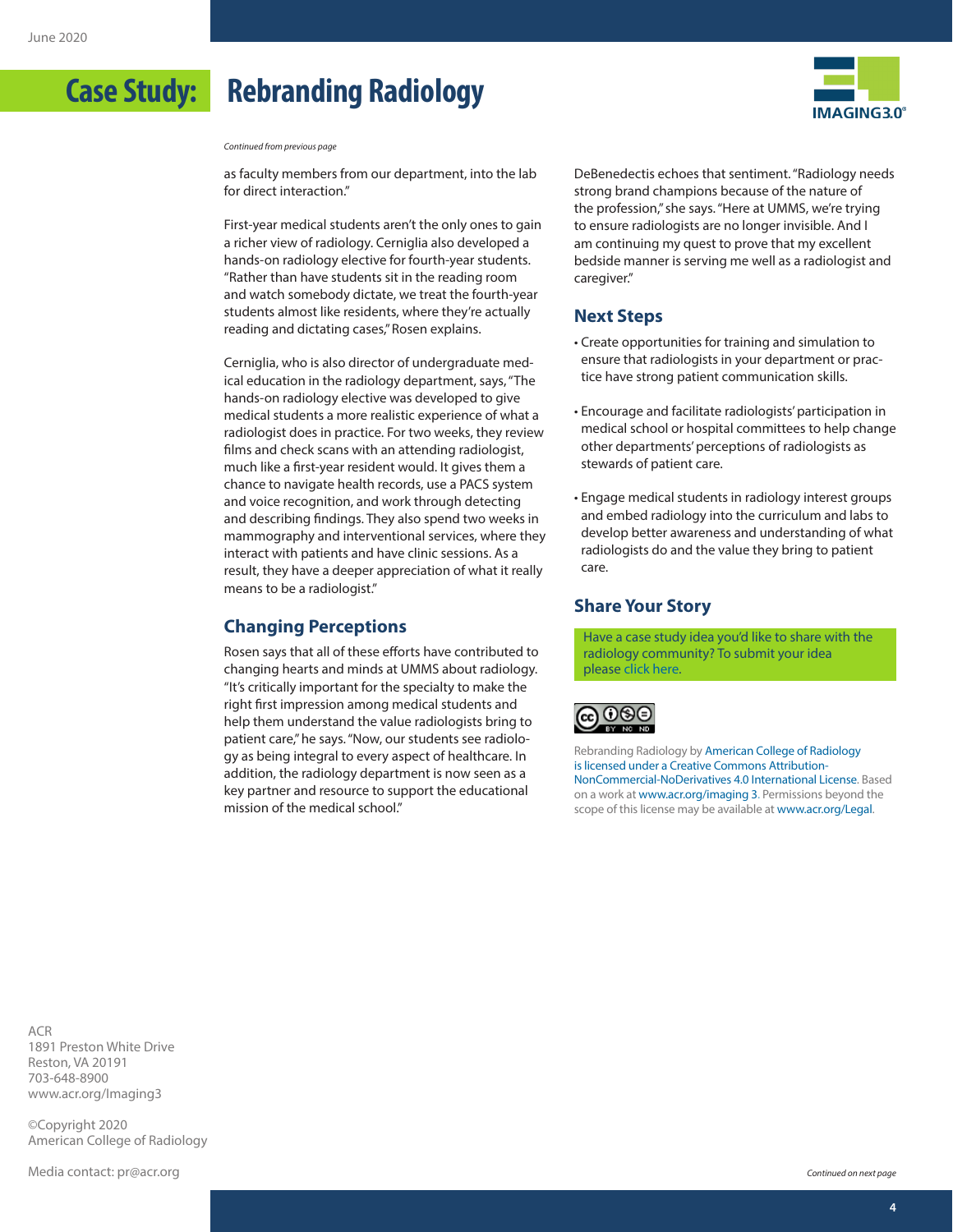*Continued from previous page*

as faculty members from our department, into the lab for direct interaction."

First-year medical students aren't the only ones to gain a richer view of radiology. Cerniglia also developed a hands-on radiology elective for fourth-year students. "Rather than have students sit in the reading room and watch somebody dictate, we treat the fourth-year students almost like residents, where they're actually reading and dictating cases," Rosen explains.

Cerniglia, who is also director of undergraduate medical education in the radiology department, says, "The hands-on radiology elective was developed to give medical students a more realistic experience of what a radiologist does in practice. For two weeks, they review films and check scans with an attending radiologist, much like a first-year resident would. It gives them a chance to navigate health records, use a PACS system and voice recognition, and work through detecting and describing findings. They also spend two weeks in mammography and interventional services, where they interact with patients and have clinic sessions. As a result, they have a deeper appreciation of what it really means to be a radiologist."

## Changing Perceptions

Rosen says that all of these efforts have contributed to changing hearts and minds at UMMS about radiology. "It's critically important for the specialty to make the right first impression among medical students and help them understand the value radiologists bring to patient care," he says. "Now, our students see radiology as being integral to every aspect of healthcare. In addition, the radiology department is now seen as a key partner and resource to support the educational mission of the medical school."

DeBenedectis echoes that sentiment. "Radiology needs strong brand champions because of the nature of the profession," she says. "Here at UMMS, we're trying to ensure radiologists are no longer invisible. And I am continuing my quest to prove that my excellent bedside manner is serving me well as a radiologist and caregiver."

## Next Steps

- Create opportunities for training and simulation to ensure that radiologists in your department or practice have strong patient communication skills.
- Encourage and facilitate radiologists' participation in medical school or hospital committees to help change other departments' perceptions of radiologists as stewards of patient care.
- Engage medical students in radiology interest groups and embed radiology into the curriculum and labs to develop better awareness and understanding of what radiologists do and the value they bring to patient care.

## Share Your Story

Have a case study idea you'd like to share with the radiology community? To submit your idea please click here.

Rebranding Radiology by American College of Radiology is licensed under a Creative Commons Attribution-NonCommercial-NoDerivatives 4.0 International License. Based on a work at www.acr.org/imaging 3. Permissions beyond the scope of this license may be available at www.acr.org/Legal.

ACR
1891 Preston White Drive
Reston, VA 20191
703-648-8900
www.acr.org/Imaging3

©Copyright 2020
American College of Radiology

Media contact: pr@acr.org

*Continued on next page*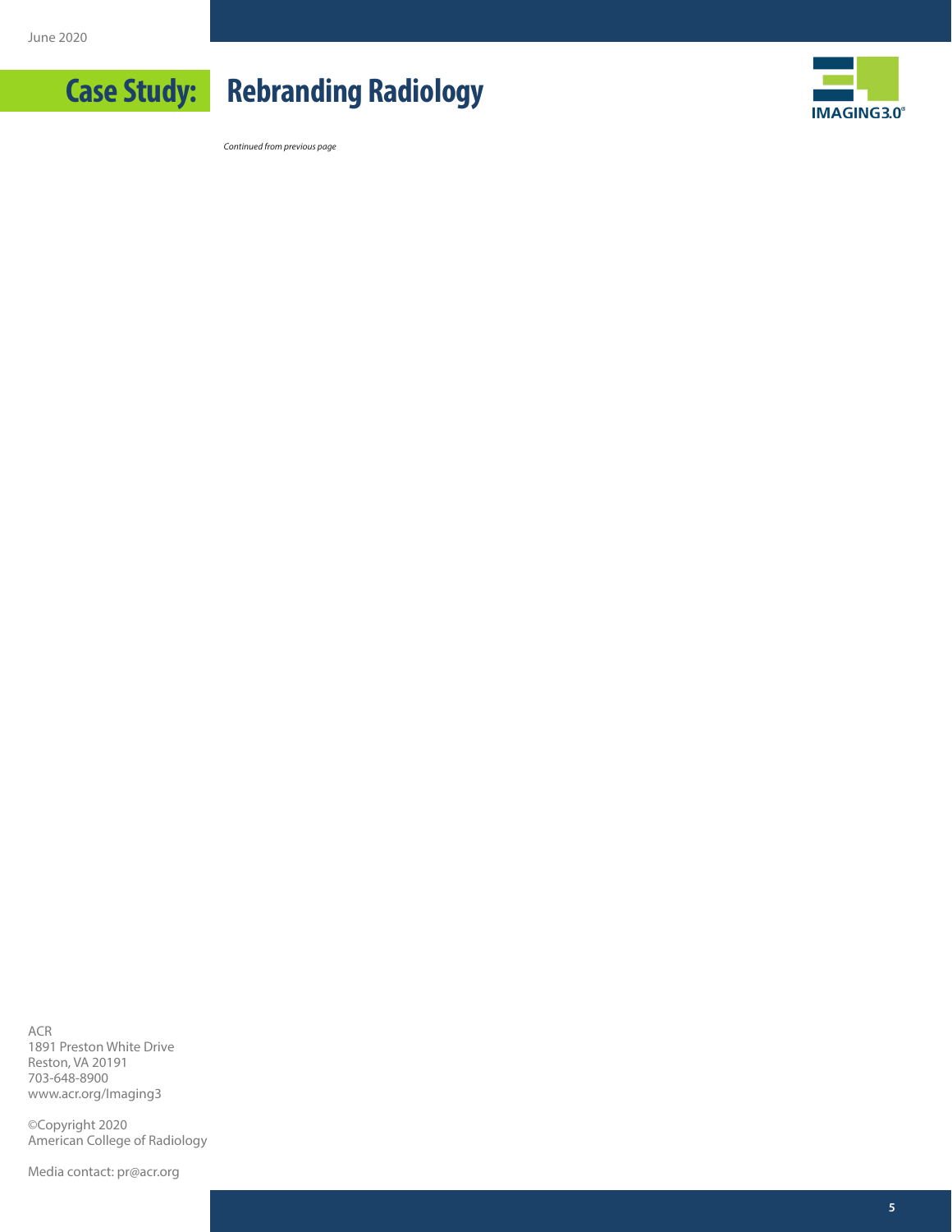*Continued from previous page*

ACR
1891 Preston White Drive
Reston, VA 20191
703-648-8900
www.acr.org/Imaging3

©Copyright 2020
American College of Radiology

Media contact: pr@acr.org